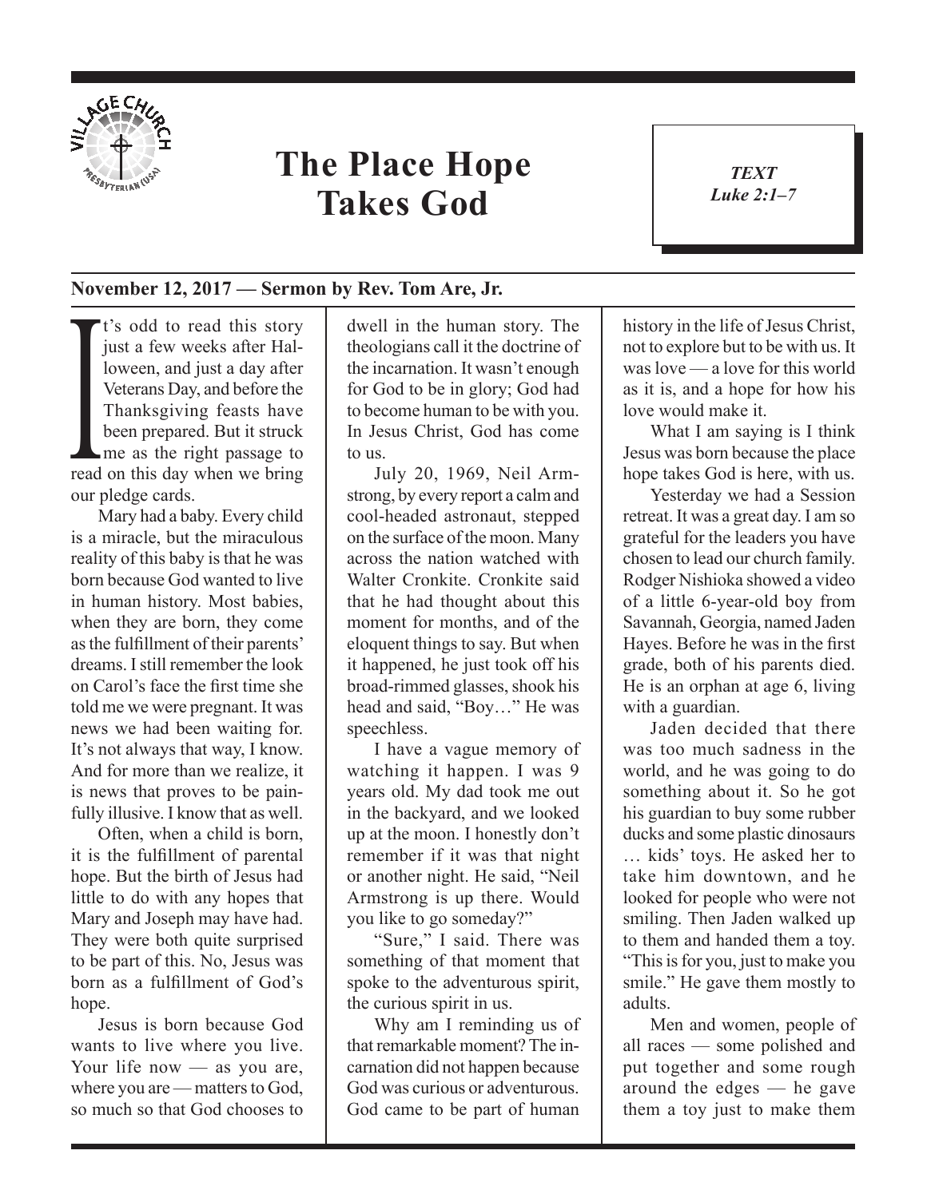# The Place Hope Takes God

***TEXT***
***Luke 2:1–7***

**November 12, 2017 — Sermon by Rev. Tom Are, Jr.**

It's odd to read this story just a few weeks after Halloween, and just a day after Veterans Day, and before the Thanksgiving feasts have been prepared. But it struck me as the right passage to read on this day when we bring our pledge cards.

Mary had a baby. Every child is a miracle, but the miraculous reality of this baby is that he was born because God wanted to live in human history. Most babies, when they are born, they come as the fulfillment of their parents' dreams. I still remember the look on Carol's face the first time she told me we were pregnant. It was news we had been waiting for. It's not always that way, I know. And for more than we realize, it is news that proves to be painfully illusive. I know that as well.

Often, when a child is born, it is the fulfillment of parental hope. But the birth of Jesus had little to do with any hopes that Mary and Joseph may have had. They were both quite surprised to be part of this. No, Jesus was born as a fulfillment of God's hope.

Jesus is born because God wants to live where you live. Your life now — as you are, where you are — matters to God, so much so that God chooses to dwell in the human story. The theologians call it the doctrine of the incarnation. It wasn't enough for God to be in glory; God had to become human to be with you. In Jesus Christ, God has come to us.

July 20, 1969, Neil Armstrong, by every report a calm and cool-headed astronaut, stepped on the surface of the moon. Many across the nation watched with Walter Cronkite. Cronkite said that he had thought about this moment for months, and of the eloquent things to say. But when it happened, he just took off his broad-rimmed glasses, shook his head and said, "Boy…" He was speechless.

I have a vague memory of watching it happen. I was 9 years old. My dad took me out in the backyard, and we looked up at the moon. I honestly don't remember if it was that night or another night. He said, "Neil Armstrong is up there. Would you like to go someday?"

"Sure," I said. There was something of that moment that spoke to the adventurous spirit, the curious spirit in us.

Why am I reminding us of that remarkable moment? The incarnation did not happen because God was curious or adventurous. God came to be part of human history in the life of Jesus Christ, not to explore but to be with us. It was love — a love for this world as it is, and a hope for how his love would make it.

What I am saying is I think Jesus was born because the place hope takes God is here, with us.

Yesterday we had a Session retreat. It was a great day. I am so grateful for the leaders you have chosen to lead our church family. Rodger Nishioka showed a video of a little 6-year-old boy from Savannah, Georgia, named Jaden Hayes. Before he was in the first grade, both of his parents died. He is an orphan at age 6, living with a guardian.

Jaden decided that there was too much sadness in the world, and he was going to do something about it. So he got his guardian to buy some rubber ducks and some plastic dinosaurs … kids' toys. He asked her to take him downtown, and he looked for people who were not smiling. Then Jaden walked up to them and handed them a toy. "This is for you, just to make you smile." He gave them mostly to adults.

Men and women, people of all races — some polished and put together and some rough around the edges — he gave them a toy just to make them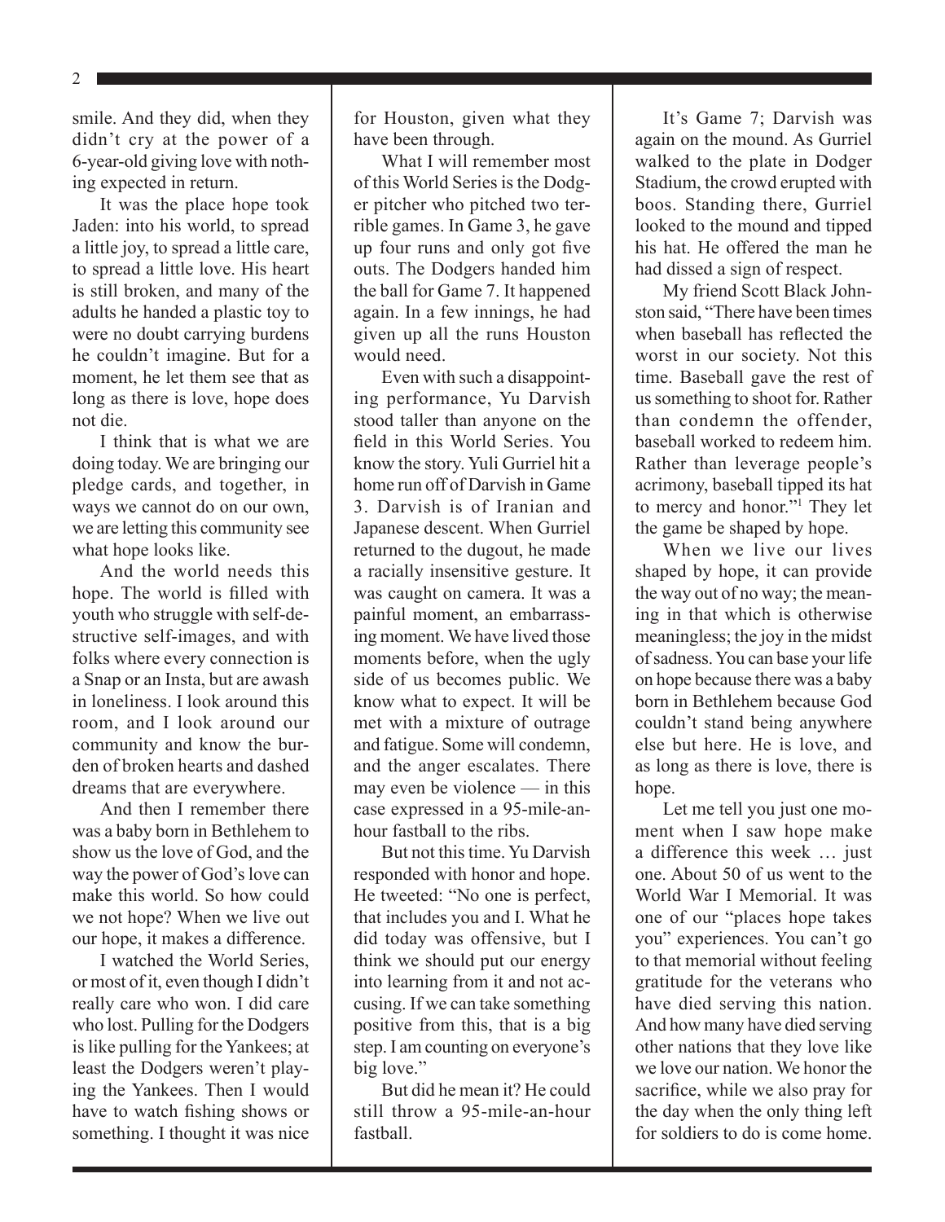smile. And they did, when they didn't cry at the power of a 6-year-old giving love with nothing expected in return.

It was the place hope took Jaden: into his world, to spread a little joy, to spread a little care, to spread a little love. His heart is still broken, and many of the adults he handed a plastic toy to were no doubt carrying burdens he couldn't imagine. But for a moment, he let them see that as long as there is love, hope does not die.

I think that is what we are doing today. We are bringing our pledge cards, and together, in ways we cannot do on our own, we are letting this community see what hope looks like.

And the world needs this hope. The world is filled with youth who struggle with self-destructive self-images, and with folks where every connection is a Snap or an Insta, but are awash in loneliness. I look around this room, and I look around our community and know the burden of broken hearts and dashed dreams that are everywhere.

And then I remember there was a baby born in Bethlehem to show us the love of God, and the way the power of God's love can make this world. So how could we not hope? When we live out our hope, it makes a difference.

I watched the World Series, or most of it, even though I didn't really care who won. I did care who lost. Pulling for the Dodgers is like pulling for the Yankees; at least the Dodgers weren't playing the Yankees. Then I would have to watch fishing shows or something. I thought it was nice for Houston, given what they have been through.

What I will remember most of this World Series is the Dodger pitcher who pitched two terrible games. In Game 3, he gave up four runs and only got five outs. The Dodgers handed him the ball for Game 7. It happened again. In a few innings, he had given up all the runs Houston would need.

Even with such a disappointing performance, Yu Darvish stood taller than anyone on the field in this World Series. You know the story. Yuli Gurriel hit a home run off of Darvish in Game 3. Darvish is of Iranian and Japanese descent. When Gurriel returned to the dugout, he made a racially insensitive gesture. It was caught on camera. It was a painful moment, an embarrassing moment. We have lived those moments before, when the ugly side of us becomes public. We know what to expect. It will be met with a mixture of outrage and fatigue. Some will condemn, and the anger escalates. There may even be violence — in this case expressed in a 95-mile-an-hour fastball to the ribs.

But not this time. Yu Darvish responded with honor and hope. He tweeted: "No one is perfect, that includes you and I. What he did today was offensive, but I think we should put our energy into learning from it and not accusing. If we can take something positive from this, that is a big step. I am counting on everyone's big love."

But did he mean it? He could still throw a 95-mile-an-hour fastball.

It's Game 7; Darvish was again on the mound. As Gurriel walked to the plate in Dodger Stadium, the crowd erupted with boos. Standing there, Gurriel looked to the mound and tipped his hat. He offered the man he had dissed a sign of respect.

My friend Scott Black Johnston said, "There have been times when baseball has reflected the worst in our society. Not this time. Baseball gave the rest of us something to shoot for. Rather than condemn the offender, baseball worked to redeem him. Rather than leverage people's acrimony, baseball tipped its hat to mercy and honor."[1] They let the game be shaped by hope.

When we live our lives shaped by hope, it can provide the way out of no way; the meaning in that which is otherwise meaningless; the joy in the midst of sadness. You can base your life on hope because there was a baby born in Bethlehem because God couldn't stand being anywhere else but here. He is love, and as long as there is love, there is hope.

Let me tell you just one moment when I saw hope make a difference this week … just one. About 50 of us went to the World War I Memorial. It was one of our "places hope takes you" experiences. You can't go to that memorial without feeling gratitude for the veterans who have died serving this nation. And how many have died serving other nations that they love like we love our nation. We honor the sacrifice, while we also pray for the day when the only thing left for soldiers to do is come home.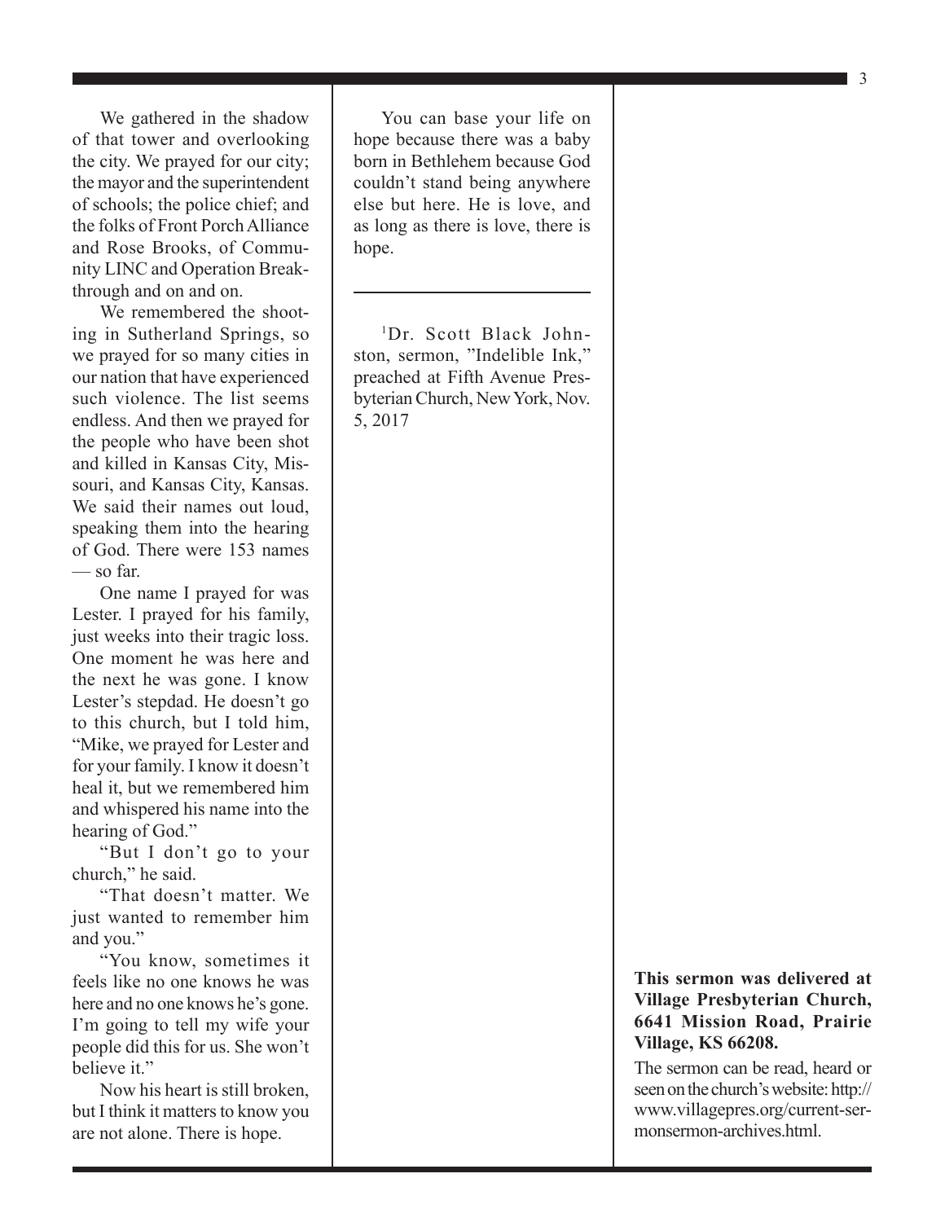We gathered in the shadow of that tower and overlooking the city. We prayed for our city; the mayor and the superintendent of schools; the police chief; and the folks of Front Porch Alliance and Rose Brooks, of Community LINC and Operation Breakthrough and on and on.

We remembered the shooting in Sutherland Springs, so we prayed for so many cities in our nation that have experienced such violence. The list seems endless. And then we prayed for the people who have been shot and killed in Kansas City, Missouri, and Kansas City, Kansas. We said their names out loud, speaking them into the hearing of God. There were 153 names — so far.

One name I prayed for was Lester. I prayed for his family, just weeks into their tragic loss. One moment he was here and the next he was gone. I know Lester's stepdad. He doesn't go to this church, but I told him, "Mike, we prayed for Lester and for your family. I know it doesn't heal it, but we remembered him and whispered his name into the hearing of God."

"But I don't go to your church," he said.

"That doesn't matter. We just wanted to remember him and you."

"You know, sometimes it feels like no one knows he was here and no one knows he's gone. I'm going to tell my wife your people did this for us. She won't believe it."

Now his heart is still broken, but I think it matters to know you are not alone. There is hope.

You can base your life on hope because there was a baby born in Bethlehem because God couldn't stand being anywhere else but here. He is love, and as long as there is love, there is hope.

---

[1]Dr. Scott Black Johnston, sermon, "Indelible Ink," preached at Fifth Avenue Presbyterian Church, New York, Nov. 5, 2017

**This sermon was delivered at Village Presbyterian Church, 6641 Mission Road, Prairie Village, KS 66208.**

The sermon can be read, heard or seen on the church's website: http://www.villagepres.org/current-sermonsermon-archives.html.